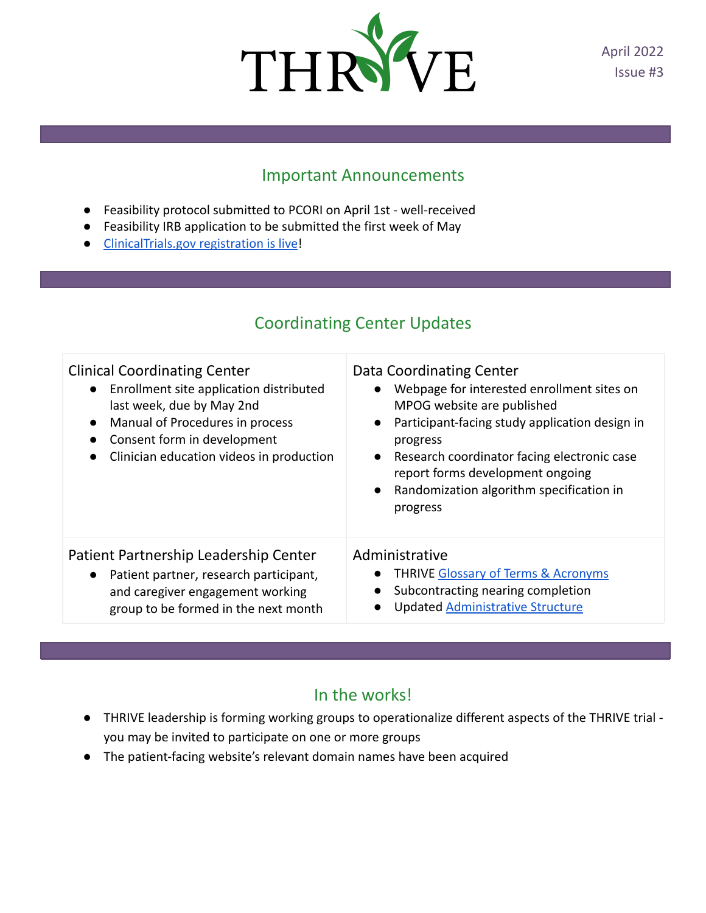# THRIVE

April 2022
Issue #3

## Important Announcements

- Feasibility protocol submitted to PCORI on April 1st - well-received
- Feasibility IRB application to be submitted the first week of May
- [ClinicalTrials.gov registration is live]!

## Coordinating Center Updates

### Clinical Coordinating Center

- Enrollment site application distributed last week, due by May 2nd
- Manual of Procedures in process
- Consent form in development
- Clinician education videos in production

### Data Coordinating Center

- Webpage for interested enrollment sites on MPOG website are published
- Participant-facing study application design in progress
- Research coordinator facing electronic case report forms development ongoing
- Randomization algorithm specification in progress

### Patient Partnership Leadership Center

- Patient partner, research participant, and caregiver engagement working group to be formed in the next month

### Administrative

- THRIVE [Glossary of Terms & Acronyms]
- Subcontracting nearing completion
- Updated [Administrative Structure]

## In the works!

- THRIVE leadership is forming working groups to operationalize different aspects of the THRIVE trial - you may be invited to participate on one or more groups
- The patient-facing website's relevant domain names have been acquired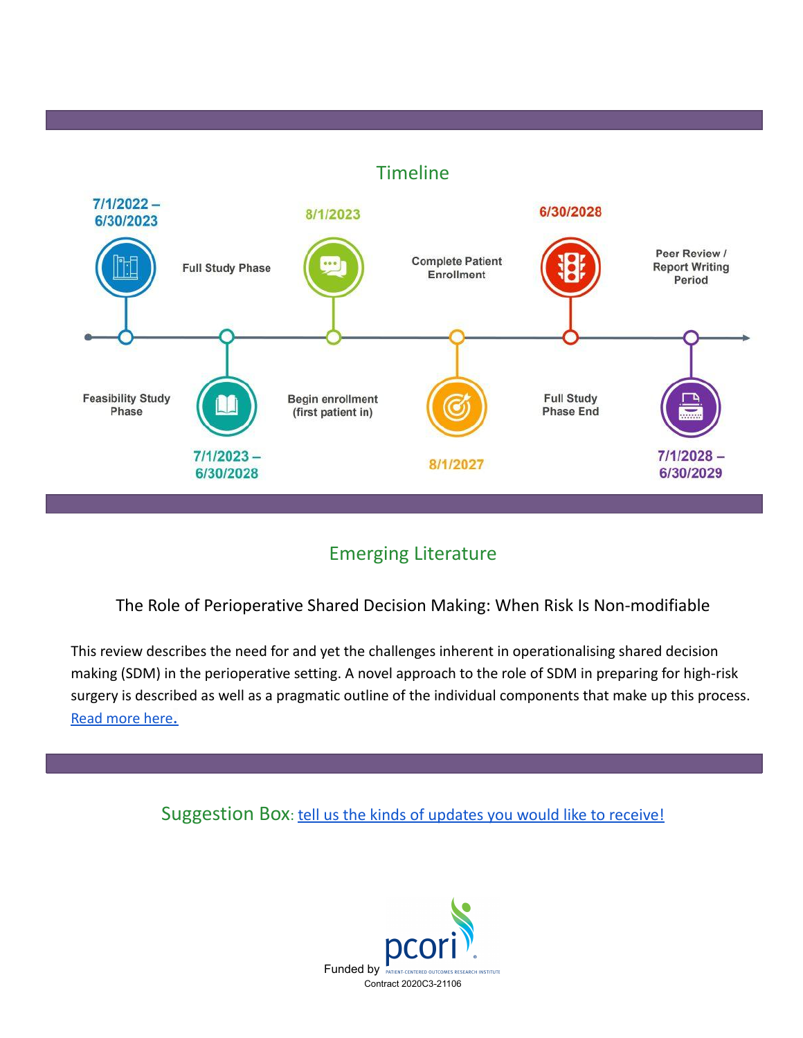## Timeline

7/1/2022 – 6/30/2023

Feasibility Study Phase

7/1/2023 – 6/30/2028

Full Study Phase

8/1/2023

Begin enrollment (first patient in)

8/1/2027

Complete Patient Enrollment

6/30/2028

Full Study Phase End

7/1/2028 – 6/30/2029

Peer Review / Report Writing Period

## Emerging Literature

### The Role of Perioperative Shared Decision Making: When Risk Is Non-modifiable

This review describes the need for and yet the challenges inherent in operationalising shared decision making (SDM) in the perioperative setting. A novel approach to the role of SDM in preparing for high-risk surgery is described as well as a pragmatic outline of the individual components that make up this process. Read more here.

## Suggestion Box: tell us the kinds of updates you would like to receive!

Funded by pcori PATIENT-CENTERED OUTCOMES RESEARCH INSTITUTE

Contract 2020C3-21106